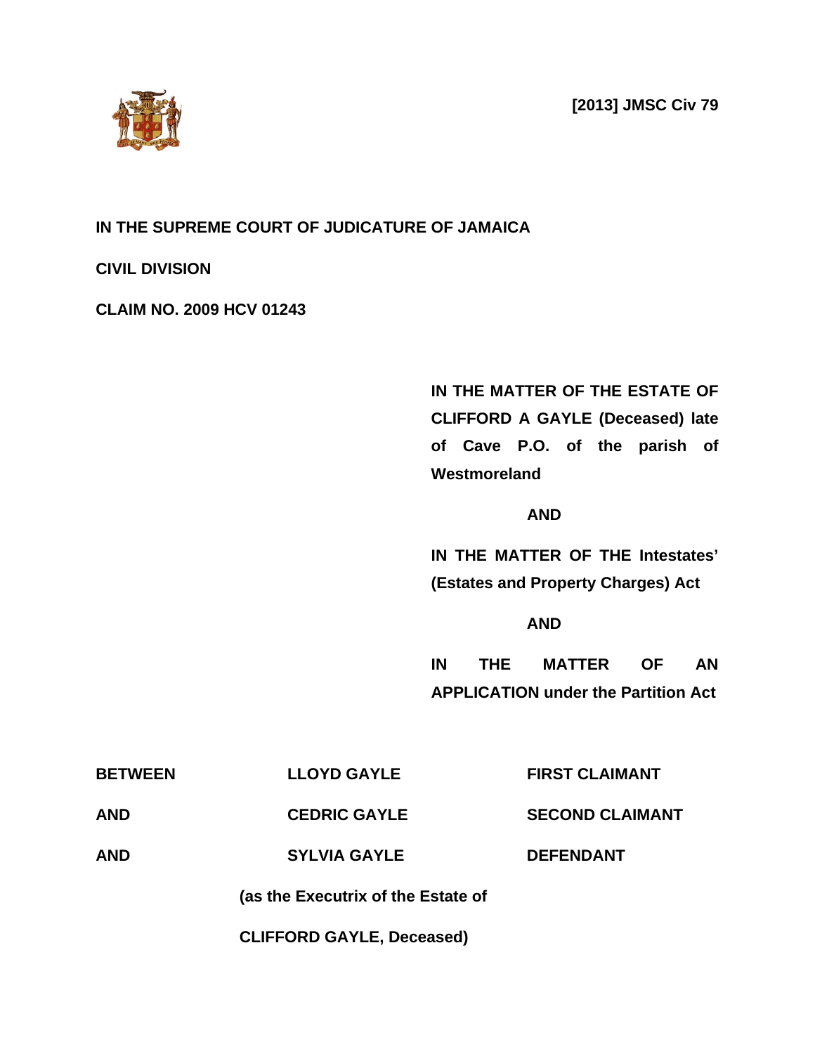**[2013] JMSC Civ 79**

**IN THE SUPREME COURT OF JUDICATURE OF JAMAICA**

**CIVIL DIVISION**

**CLAIM NO. 2009 HCV 01243**

**IN THE MATTER OF THE ESTATE OF CLIFFORD A GAYLE (Deceased) late of Cave P.O. of the parish of Westmoreland**

**AND**

**IN THE MATTER OF THE Intestates' (Estates and Property Charges) Act**

**AND**

**IN THE MATTER OF AN APPLICATION under the Partition Act**

| | | |
|---|---|---|
| **BETWEEN** | **LLOYD GAYLE** | **FIRST CLAIMANT** |
| **AND** | **CEDRIC GAYLE** | **SECOND CLAIMANT** |
| **AND** | **SYLVIA GAYLE** | **DEFENDANT** |

**(as the Executrix of the Estate of**

**CLIFFORD GAYLE, Deceased)**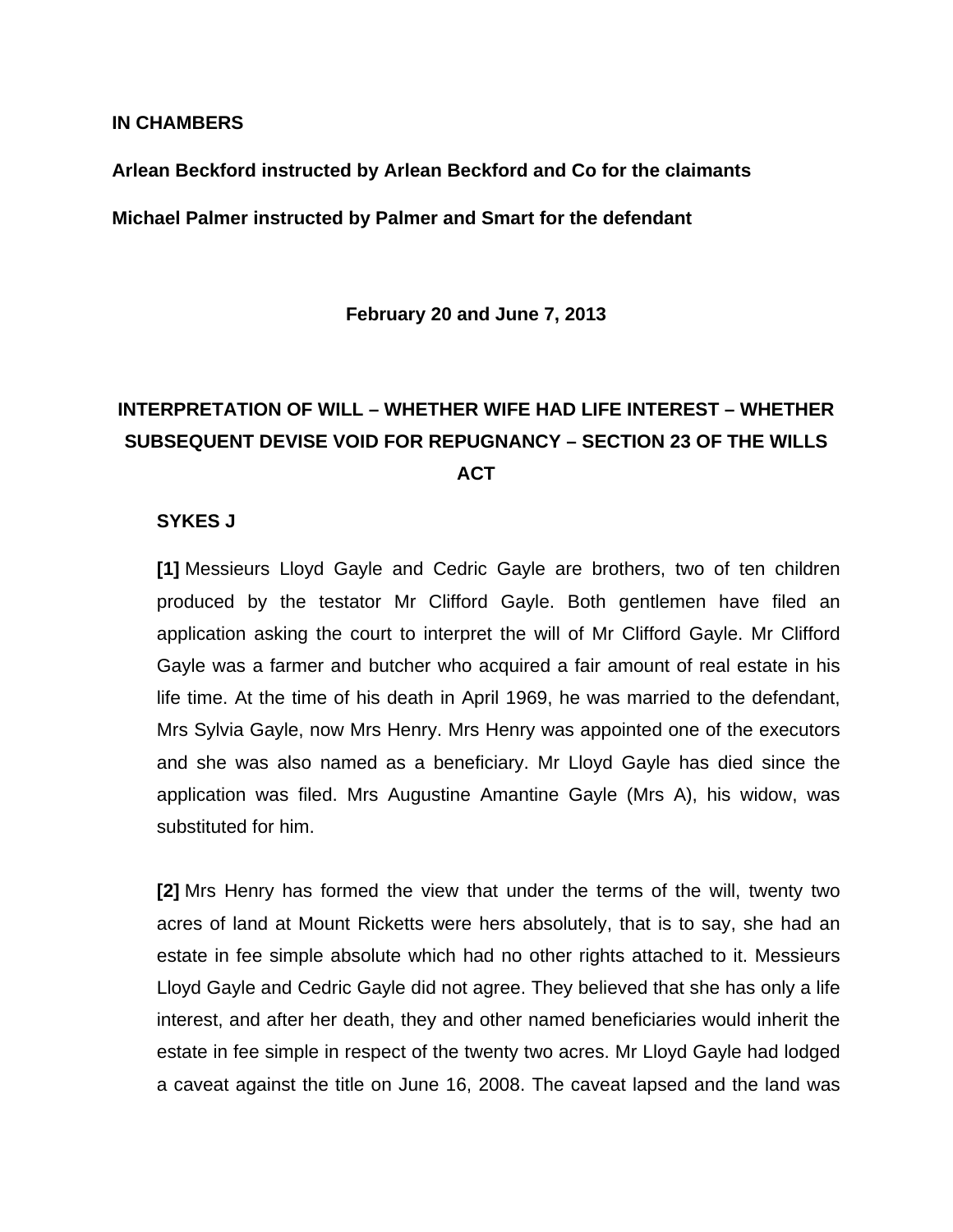**IN CHAMBERS**

**Arlean Beckford instructed by Arlean Beckford and Co for the claimants**

**Michael Palmer instructed by Palmer and Smart for the defendant**

**February 20 and June 7, 2013**

**INTERPRETATION OF WILL – WHETHER WIFE HAD LIFE INTEREST – WHETHER SUBSEQUENT DEVISE VOID FOR REPUGNANCY – SECTION 23 OF THE WILLS ACT**

**SYKES J**

**[1]** Messieurs Lloyd Gayle and Cedric Gayle are brothers, two of ten children produced by the testator Mr Clifford Gayle. Both gentlemen have filed an application asking the court to interpret the will of Mr Clifford Gayle. Mr Clifford Gayle was a farmer and butcher who acquired a fair amount of real estate in his life time. At the time of his death in April 1969, he was married to the defendant, Mrs Sylvia Gayle, now Mrs Henry. Mrs Henry was appointed one of the executors and she was also named as a beneficiary. Mr Lloyd Gayle has died since the application was filed. Mrs Augustine Amantine Gayle (Mrs A), his widow, was substituted for him.

**[2]** Mrs Henry has formed the view that under the terms of the will, twenty two acres of land at Mount Ricketts were hers absolutely, that is to say, she had an estate in fee simple absolute which had no other rights attached to it. Messieurs Lloyd Gayle and Cedric Gayle did not agree. They believed that she has only a life interest, and after her death, they and other named beneficiaries would inherit the estate in fee simple in respect of the twenty two acres. Mr Lloyd Gayle had lodged a caveat against the title on June 16, 2008. The caveat lapsed and the land was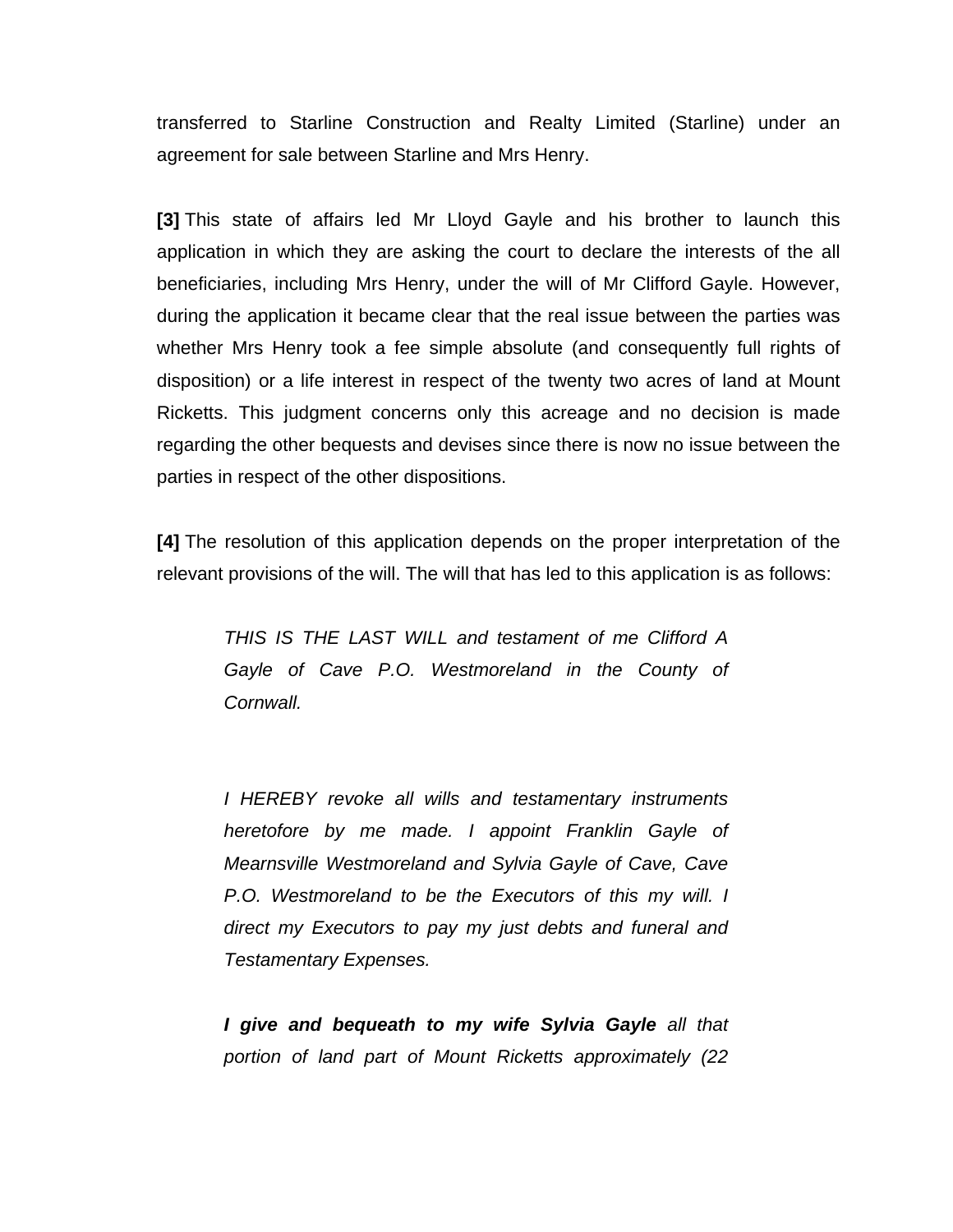transferred to Starline Construction and Realty Limited (Starline) under an agreement for sale between Starline and Mrs Henry.

**[3]** This state of affairs led Mr Lloyd Gayle and his brother to launch this application in which they are asking the court to declare the interests of the all beneficiaries, including Mrs Henry, under the will of Mr Clifford Gayle. However, during the application it became clear that the real issue between the parties was whether Mrs Henry took a fee simple absolute (and consequently full rights of disposition) or a life interest in respect of the twenty two acres of land at Mount Ricketts. This judgment concerns only this acreage and no decision is made regarding the other bequests and devises since there is now no issue between the parties in respect of the other dispositions.

**[4]** The resolution of this application depends on the proper interpretation of the relevant provisions of the will. The will that has led to this application is as follows:

> *THIS IS THE LAST WILL and testament of me Clifford A Gayle of Cave P.O. Westmoreland in the County of Cornwall.*
>
> *I HEREBY revoke all wills and testamentary instruments heretofore by me made. I appoint Franklin Gayle of Mearnsville Westmoreland and Sylvia Gayle of Cave, Cave P.O. Westmoreland to be the Executors of this my will. I direct my Executors to pay my just debts and funeral and Testamentary Expenses.*
>
> ***I give and bequeath to my wife Sylvia Gayle*** *all that portion of land part of Mount Ricketts approximately (22*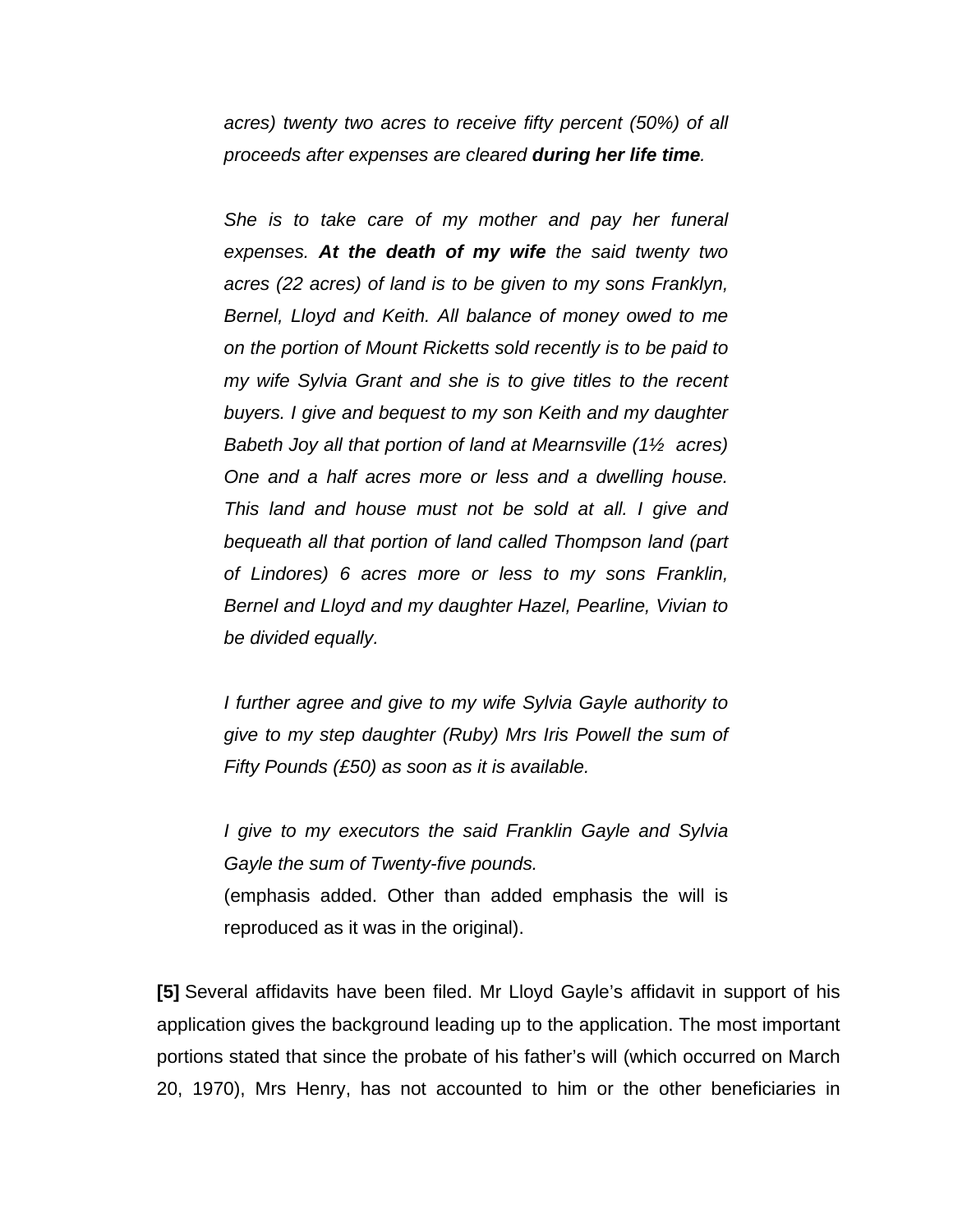*acres) twenty two acres to receive fifty percent (50%) of all proceeds after expenses are cleared **during her life time**.*

*She is to take care of my mother and pay her funeral expenses. **At the death of my wife** the said twenty two acres (22 acres) of land is to be given to my sons Franklyn, Bernel, Lloyd and Keith. All balance of money owed to me on the portion of Mount Ricketts sold recently is to be paid to my wife Sylvia Grant and she is to give titles to the recent buyers. I give and bequest to my son Keith and my daughter Babeth Joy all that portion of land at Mearnsville (1½ acres) One and a half acres more or less and a dwelling house. This land and house must not be sold at all. I give and bequeath all that portion of land called Thompson land (part of Lindores) 6 acres more or less to my sons Franklin, Bernel and Lloyd and my daughter Hazel, Pearline, Vivian to be divided equally.*

*I further agree and give to my wife Sylvia Gayle authority to give to my step daughter (Ruby) Mrs Iris Powell the sum of Fifty Pounds (£50) as soon as it is available.*

*I give to my executors the said Franklin Gayle and Sylvia Gayle the sum of Twenty-five pounds.*

(emphasis added. Other than added emphasis the will is reproduced as it was in the original).

**[5]** Several affidavits have been filed. Mr Lloyd Gayle's affidavit in support of his application gives the background leading up to the application. The most important portions stated that since the probate of his father's will (which occurred on March 20, 1970), Mrs Henry, has not accounted to him or the other beneficiaries in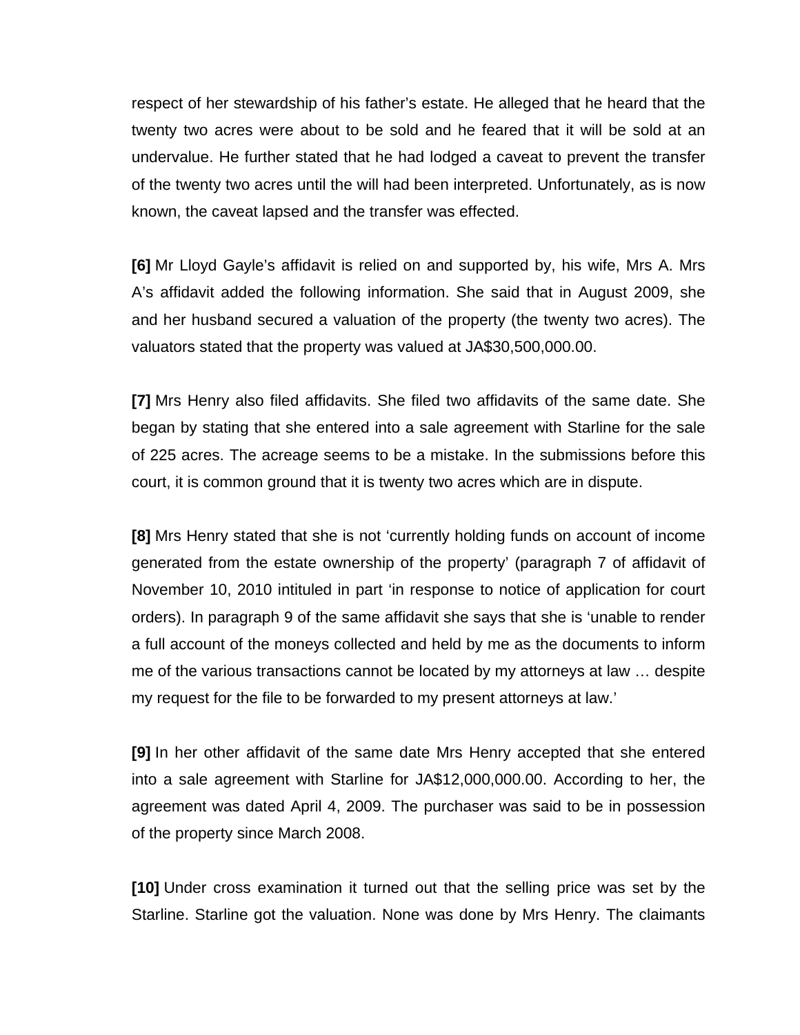respect of her stewardship of his father's estate. He alleged that he heard that the twenty two acres were about to be sold and he feared that it will be sold at an undervalue. He further stated that he had lodged a caveat to prevent the transfer of the twenty two acres until the will had been interpreted. Unfortunately, as is now known, the caveat lapsed and the transfer was effected.

**[6]** Mr Lloyd Gayle's affidavit is relied on and supported by, his wife, Mrs A. Mrs A's affidavit added the following information. She said that in August 2009, she and her husband secured a valuation of the property (the twenty two acres). The valuators stated that the property was valued at JA$30,500,000.00.

**[7]** Mrs Henry also filed affidavits. She filed two affidavits of the same date. She began by stating that she entered into a sale agreement with Starline for the sale of 225 acres. The acreage seems to be a mistake. In the submissions before this court, it is common ground that it is twenty two acres which are in dispute.

**[8]** Mrs Henry stated that she is not 'currently holding funds on account of income generated from the estate ownership of the property' (paragraph 7 of affidavit of November 10, 2010 intituled in part 'in response to notice of application for court orders). In paragraph 9 of the same affidavit she says that she is 'unable to render a full account of the moneys collected and held by me as the documents to inform me of the various transactions cannot be located by my attorneys at law … despite my request for the file to be forwarded to my present attorneys at law.'

**[9]** In her other affidavit of the same date Mrs Henry accepted that she entered into a sale agreement with Starline for JA$12,000,000.00. According to her, the agreement was dated April 4, 2009. The purchaser was said to be in possession of the property since March 2008.

**[10]** Under cross examination it turned out that the selling price was set by the Starline. Starline got the valuation. None was done by Mrs Henry. The claimants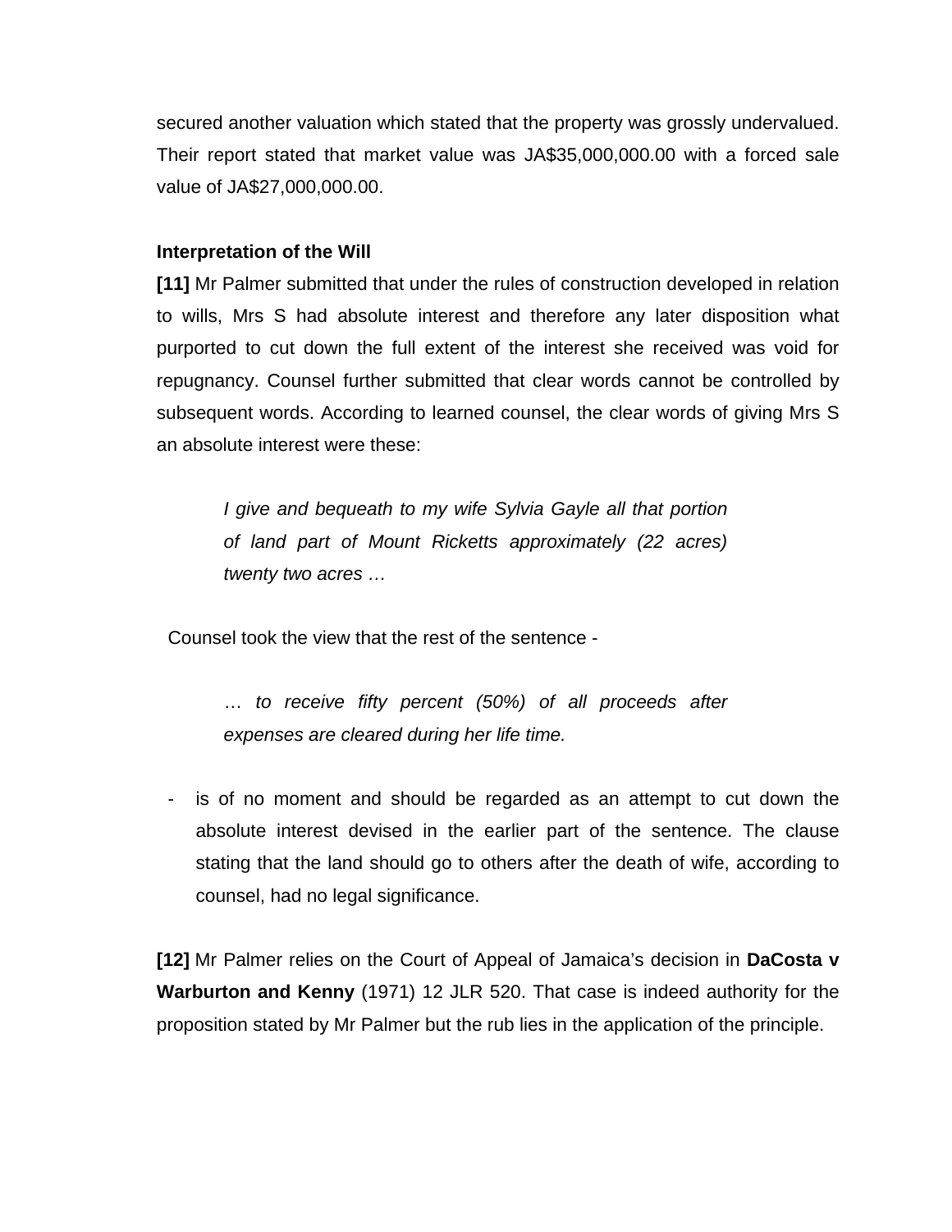secured another valuation which stated that the property was grossly undervalued. Their report stated that market value was JA$35,000,000.00 with a forced sale value of JA$27,000,000.00.

**Interpretation of the Will**

**[11]** Mr Palmer submitted that under the rules of construction developed in relation to wills, Mrs S had absolute interest and therefore any later disposition what purported to cut down the full extent of the interest she received was void for repugnancy. Counsel further submitted that clear words cannot be controlled by subsequent words. According to learned counsel, the clear words of giving Mrs S an absolute interest were these:

> *I give and bequeath to my wife Sylvia Gayle all that portion of land part of Mount Ricketts approximately (22 acres) twenty two acres …*

Counsel took the view that the rest of the sentence -

> *… to receive fifty percent (50%) of all proceeds after expenses are cleared during her life time.*

- is of no moment and should be regarded as an attempt to cut down the absolute interest devised in the earlier part of the sentence. The clause stating that the land should go to others after the death of wife, according to counsel, had no legal significance.

**[12]** Mr Palmer relies on the Court of Appeal of Jamaica's decision in **DaCosta v Warburton and Kenny** (1971) 12 JLR 520. That case is indeed authority for the proposition stated by Mr Palmer but the rub lies in the application of the principle.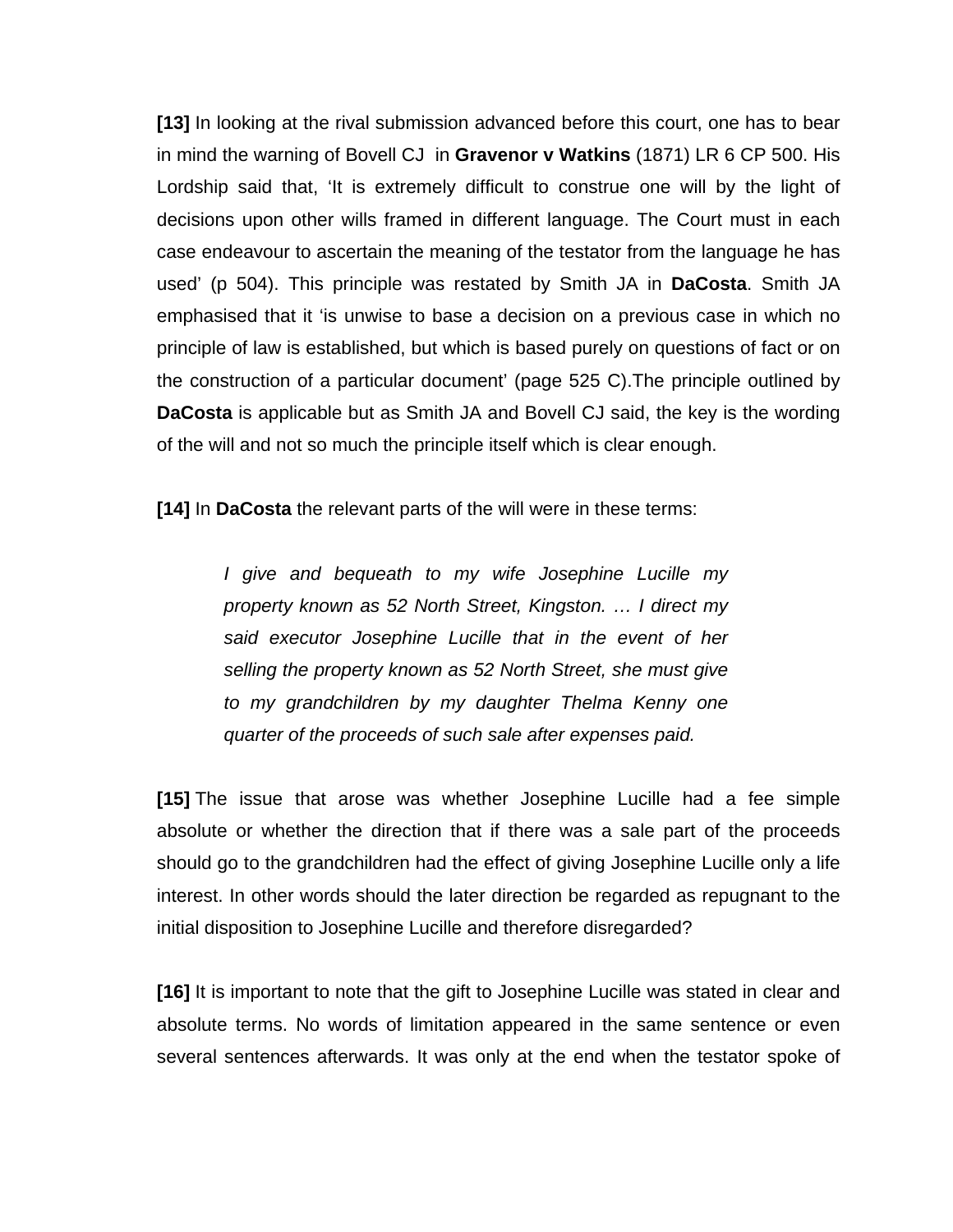**[13]** In looking at the rival submission advanced before this court, one has to bear in mind the warning of Bovell CJ in **Gravenor v Watkins** (1871) LR 6 CP 500. His Lordship said that, 'It is extremely difficult to construe one will by the light of decisions upon other wills framed in different language. The Court must in each case endeavour to ascertain the meaning of the testator from the language he has used' (p 504). This principle was restated by Smith JA in **DaCosta**. Smith JA emphasised that it 'is unwise to base a decision on a previous case in which no principle of law is established, but which is based purely on questions of fact or on the construction of a particular document' (page 525 C).The principle outlined by **DaCosta** is applicable but as Smith JA and Bovell CJ said, the key is the wording of the will and not so much the principle itself which is clear enough.

**[14]** In **DaCosta** the relevant parts of the will were in these terms:

> *I give and bequeath to my wife Josephine Lucille my property known as 52 North Street, Kingston. … I direct my said executor Josephine Lucille that in the event of her selling the property known as 52 North Street, she must give to my grandchildren by my daughter Thelma Kenny one quarter of the proceeds of such sale after expenses paid.*

**[15]** The issue that arose was whether Josephine Lucille had a fee simple absolute or whether the direction that if there was a sale part of the proceeds should go to the grandchildren had the effect of giving Josephine Lucille only a life interest. In other words should the later direction be regarded as repugnant to the initial disposition to Josephine Lucille and therefore disregarded?

**[16]** It is important to note that the gift to Josephine Lucille was stated in clear and absolute terms. No words of limitation appeared in the same sentence or even several sentences afterwards. It was only at the end when the testator spoke of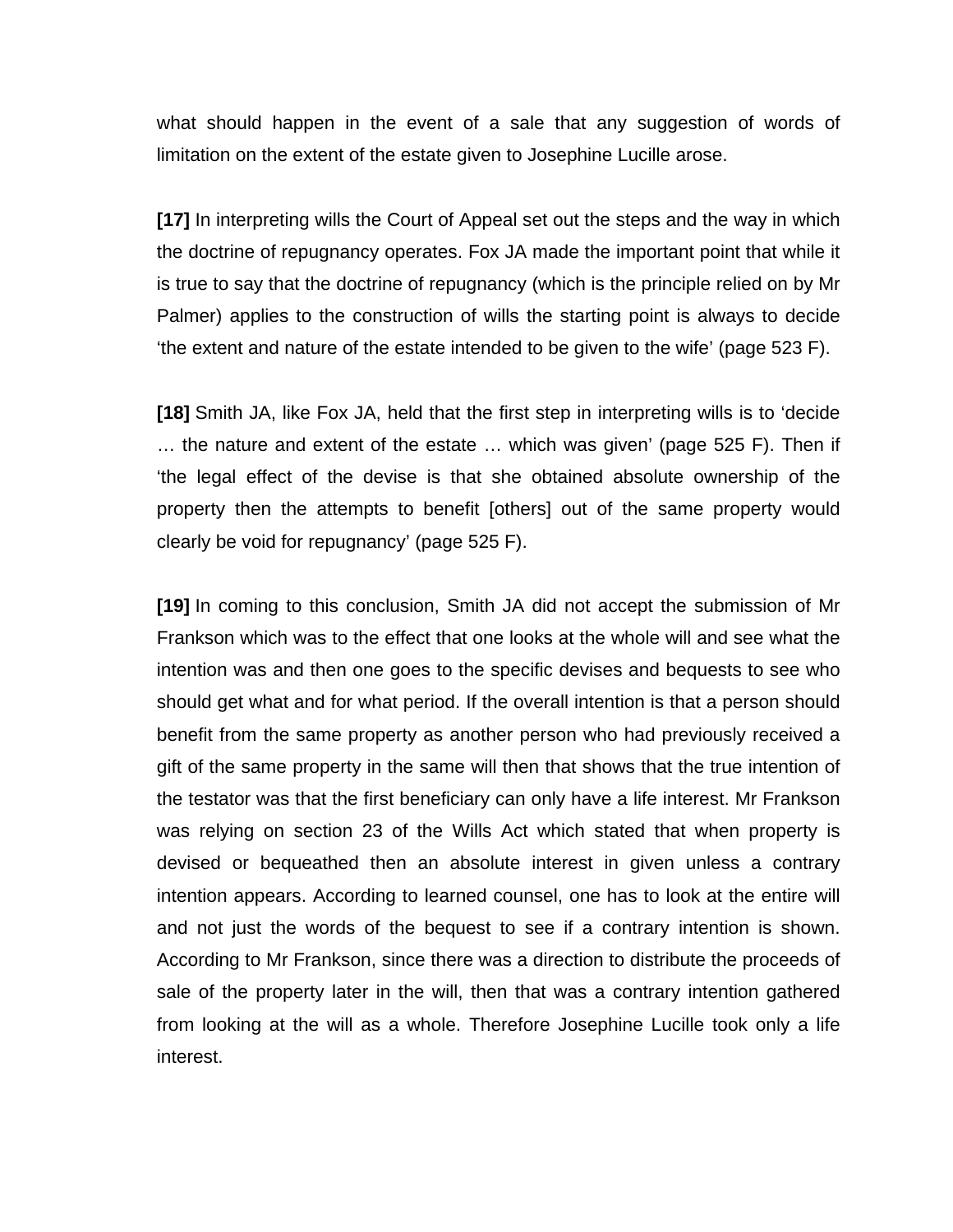what should happen in the event of a sale that any suggestion of words of limitation on the extent of the estate given to Josephine Lucille arose.

**[17]** In interpreting wills the Court of Appeal set out the steps and the way in which the doctrine of repugnancy operates. Fox JA made the important point that while it is true to say that the doctrine of repugnancy (which is the principle relied on by Mr Palmer) applies to the construction of wills the starting point is always to decide 'the extent and nature of the estate intended to be given to the wife' (page 523 F).

**[18]** Smith JA, like Fox JA, held that the first step in interpreting wills is to 'decide … the nature and extent of the estate … which was given' (page 525 F). Then if 'the legal effect of the devise is that she obtained absolute ownership of the property then the attempts to benefit [others] out of the same property would clearly be void for repugnancy' (page 525 F).

**[19]** In coming to this conclusion, Smith JA did not accept the submission of Mr Frankson which was to the effect that one looks at the whole will and see what the intention was and then one goes to the specific devises and bequests to see who should get what and for what period. If the overall intention is that a person should benefit from the same property as another person who had previously received a gift of the same property in the same will then that shows that the true intention of the testator was that the first beneficiary can only have a life interest. Mr Frankson was relying on section 23 of the Wills Act which stated that when property is devised or bequeathed then an absolute interest in given unless a contrary intention appears. According to learned counsel, one has to look at the entire will and not just the words of the bequest to see if a contrary intention is shown. According to Mr Frankson, since there was a direction to distribute the proceeds of sale of the property later in the will, then that was a contrary intention gathered from looking at the will as a whole. Therefore Josephine Lucille took only a life interest.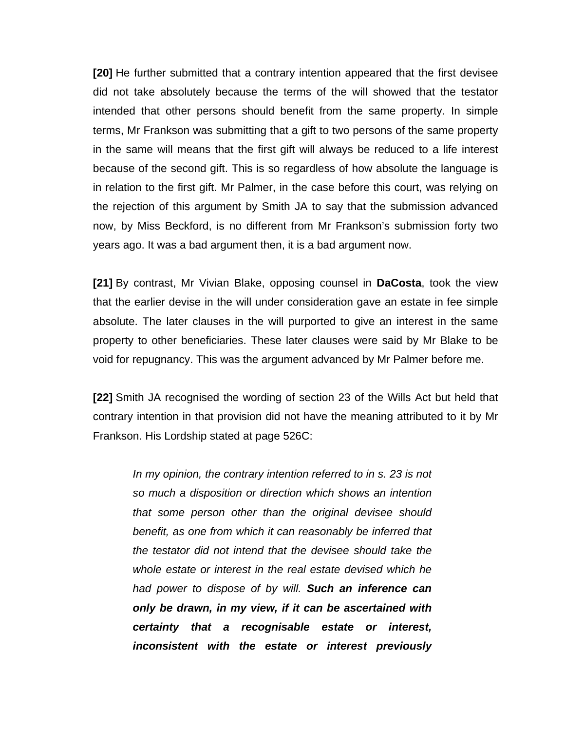**[20]** He further submitted that a contrary intention appeared that the first devisee did not take absolutely because the terms of the will showed that the testator intended that other persons should benefit from the same property. In simple terms, Mr Frankson was submitting that a gift to two persons of the same property in the same will means that the first gift will always be reduced to a life interest because of the second gift. This is so regardless of how absolute the language is in relation to the first gift. Mr Palmer, in the case before this court, was relying on the rejection of this argument by Smith JA to say that the submission advanced now, by Miss Beckford, is no different from Mr Frankson's submission forty two years ago. It was a bad argument then, it is a bad argument now.

**[21]** By contrast, Mr Vivian Blake, opposing counsel in **DaCosta**, took the view that the earlier devise in the will under consideration gave an estate in fee simple absolute. The later clauses in the will purported to give an interest in the same property to other beneficiaries. These later clauses were said by Mr Blake to be void for repugnancy. This was the argument advanced by Mr Palmer before me.

**[22]** Smith JA recognised the wording of section 23 of the Wills Act but held that contrary intention in that provision did not have the meaning attributed to it by Mr Frankson. His Lordship stated at page 526C:

> *In my opinion, the contrary intention referred to in s. 23 is not so much a disposition or direction which shows an intention that some person other than the original devisee should benefit, as one from which it can reasonably be inferred that the testator did not intend that the devisee should take the whole estate or interest in the real estate devised which he had power to dispose of by will.* ***Such an inference can only be drawn, in my view, if it can be ascertained with certainty that a recognisable estate or interest, inconsistent with the estate or interest previously***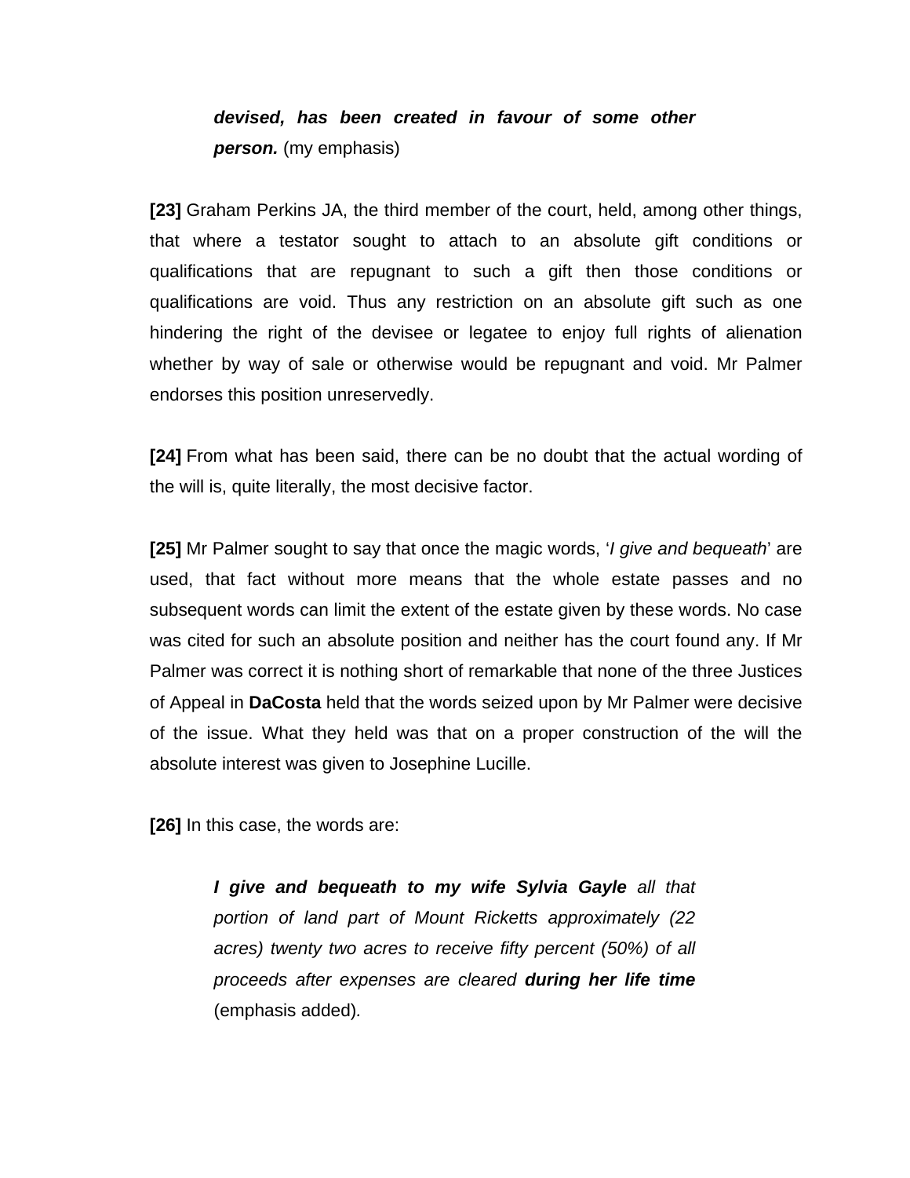> ***devised, has been created in favour of some other person.*** (my emphasis)

**[23]** Graham Perkins JA, the third member of the court, held, among other things, that where a testator sought to attach to an absolute gift conditions or qualifications that are repugnant to such a gift then those conditions or qualifications are void. Thus any restriction on an absolute gift such as one hindering the right of the devisee or legatee to enjoy full rights of alienation whether by way of sale or otherwise would be repugnant and void. Mr Palmer endorses this position unreservedly.

**[24]** From what has been said, there can be no doubt that the actual wording of the will is, quite literally, the most decisive factor.

**[25]** Mr Palmer sought to say that once the magic words, '*I give and bequeath*' are used, that fact without more means that the whole estate passes and no subsequent words can limit the extent of the estate given by these words. No case was cited for such an absolute position and neither has the court found any. If Mr Palmer was correct it is nothing short of remarkable that none of the three Justices of Appeal in **DaCosta** held that the words seized upon by Mr Palmer were decisive of the issue. What they held was that on a proper construction of the will the absolute interest was given to Josephine Lucille.

**[26]** In this case, the words are:

> ***I give and bequeath to my wife Sylvia Gayle*** *all that portion of land part of Mount Ricketts approximately (22 acres) twenty two acres to receive fifty percent (50%) of all proceeds after expenses are cleared* ***during her life time*** (emphasis added).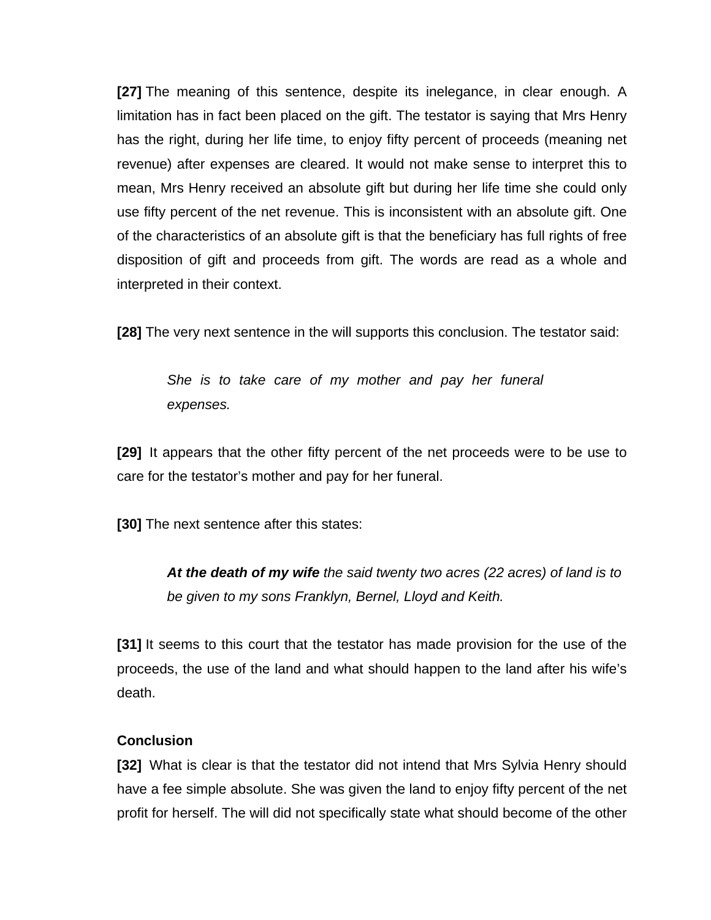**[27]** The meaning of this sentence, despite its inelegance, in clear enough. A limitation has in fact been placed on the gift. The testator is saying that Mrs Henry has the right, during her life time, to enjoy fifty percent of proceeds (meaning net revenue) after expenses are cleared. It would not make sense to interpret this to mean, Mrs Henry received an absolute gift but during her life time she could only use fifty percent of the net revenue. This is inconsistent with an absolute gift. One of the characteristics of an absolute gift is that the beneficiary has full rights of free disposition of gift and proceeds from gift. The words are read as a whole and interpreted in their context.

**[28]** The very next sentence in the will supports this conclusion. The testator said:

> *She is to take care of my mother and pay her funeral expenses.*

**[29]** It appears that the other fifty percent of the net proceeds were to be use to care for the testator's mother and pay for her funeral.

**[30]** The next sentence after this states:

> ***At the death of my wife*** *the said twenty two acres (22 acres) of land is to be given to my sons Franklyn, Bernel, Lloyd and Keith.*

**[31]** It seems to this court that the testator has made provision for the use of the proceeds, the use of the land and what should happen to the land after his wife's death.

**Conclusion**

**[32]** What is clear is that the testator did not intend that Mrs Sylvia Henry should have a fee simple absolute. She was given the land to enjoy fifty percent of the net profit for herself. The will did not specifically state what should become of the other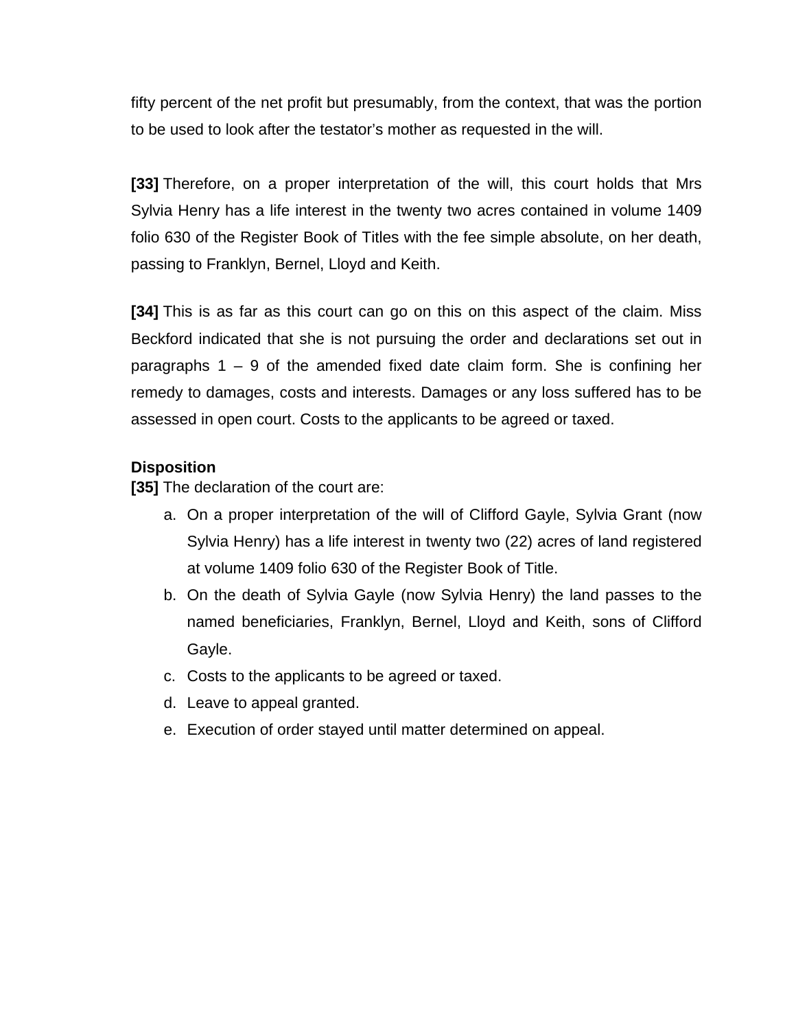fifty percent of the net profit but presumably, from the context, that was the portion to be used to look after the testator's mother as requested in the will.

**[33]** Therefore, on a proper interpretation of the will, this court holds that Mrs Sylvia Henry has a life interest in the twenty two acres contained in volume 1409 folio 630 of the Register Book of Titles with the fee simple absolute, on her death, passing to Franklyn, Bernel, Lloyd and Keith.

**[34]** This is as far as this court can go on this on this aspect of the claim. Miss Beckford indicated that she is not pursuing the order and declarations set out in paragraphs 1 – 9 of the amended fixed date claim form. She is confining her remedy to damages, costs and interests. Damages or any loss suffered has to be assessed in open court. Costs to the applicants to be agreed or taxed.

**Disposition**

**[35]** The declaration of the court are:

a. On a proper interpretation of the will of Clifford Gayle, Sylvia Grant (now Sylvia Henry) has a life interest in twenty two (22) acres of land registered at volume 1409 folio 630 of the Register Book of Title.
b. On the death of Sylvia Gayle (now Sylvia Henry) the land passes to the named beneficiaries, Franklyn, Bernel, Lloyd and Keith, sons of Clifford Gayle.
c. Costs to the applicants to be agreed or taxed.
d. Leave to appeal granted.
e. Execution of order stayed until matter determined on appeal.